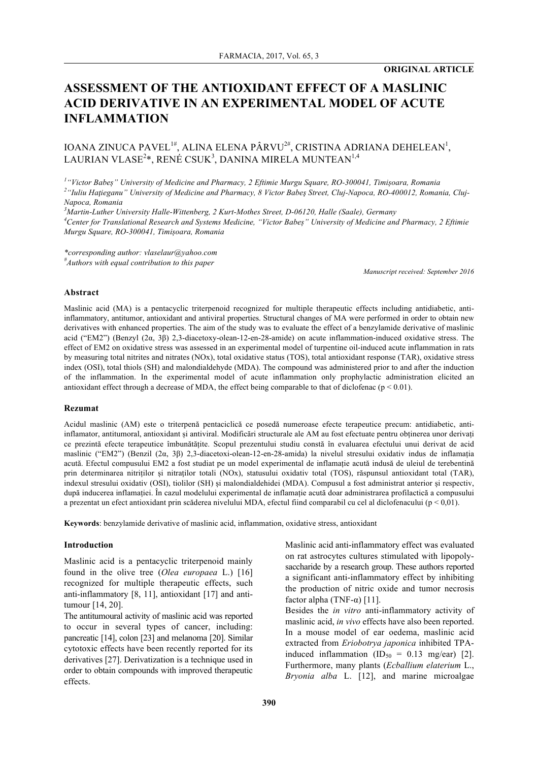**ORIGINAL ARTICLE**

# ASSESSMENT OF THE ANTIOXIDANT EFFECT OF A MASLINIC ACID DERIVATIVE IN AN EXPERIMENTAL MODEL OF ACUTE INFLAMMATION

IOANA ZINUCA PAVEL[1#], ALINA ELENA PÂRVU[2#], CRISTINA ADRIANA DEHELEAN[1], LAURIAN VLASE[2]*, RENÉ CSUK[3], DANINA MIRELA MUNTEAN[1,4]

[1]"Victor Babeș" University of Medicine and Pharmacy, 2 Eftimie Murgu Square, RO-300041, Timișoara, Romania
[2]"Iuliu Hațieganu" University of Medicine and Pharmacy, 8 Victor Babeș Street, Cluj-Napoca, RO-400012, Romania, Cluj-Napoca, Romania
[3]Martin-Luther University Halle-Wittenberg, 2 Kurt-Mothes Street, D-06120, Halle (Saale), Germany
[4]Center for Translational Research and Systems Medicine, "Victor Babeș" University of Medicine and Pharmacy, 2 Eftimie Murgu Square, RO-300041, Timișoara, Romania

*corresponding author: vlaselaur@yahoo.com
[#]Authors with equal contribution to this paper

*Manuscript received: September 2016*

### Abstract

Maslinic acid (MA) is a pentacyclic triterpenoid recognized for multiple therapeutic effects including antidiabetic, anti-inflammatory, antitumor, antioxidant and antiviral properties. Structural changes of MA were performed in order to obtain new derivatives with enhanced properties. The aim of the study was to evaluate the effect of a benzylamide derivative of maslinic acid ("EM2") (Benzyl (2α, 3β) 2,3-diacetoxy-olean-12-en-28-amide) on acute inflammation-induced oxidative stress. The effect of EM2 on oxidative stress was assessed in an experimental model of turpentine oil-induced acute inflammation in rats by measuring total nitrites and nitrates (NOx), total oxidative status (TOS), total antioxidant response (TAR), oxidative stress index (OSI), total thiols (SH) and malondialdehyde (MDA). The compound was administered prior to and after the induction of the inflammation. In the experimental model of acute inflammation only prophylactic administration elicited an antioxidant effect through a decrease of MDA, the effect being comparable to that of diclofenac ($p < 0.01$).

### Rezumat

Acidul maslinic (AM) este o triterpenă pentaciclică ce posedă numeroase efecte terapeutice precum: antidiabetic, antiinflamator, antitumoral, antioxidant și antiviral. Modificări structurale ale AM au fost efectuate pentru obținerea unor derivați ce prezintă efecte terapeutice îmbunătățite. Scopul prezentului studiu constă în evaluarea efectului unui derivat de acid maslinic ("EM2") (Benzil (2α, 3β) 2,3-diacetoxi-olean-12-en-28-amida) la nivelul stresului oxidativ indus de inflamația acută. Efectul compusului EM2 a fost studiat pe un model experimental de inflamație acută indusă de uleiul de terebentină prin determinarea nitriților și nitraților totali (NOx), statusului oxidativ total (TOS), răspunsului antioxidant total (TAR), indexul stresului oxidativ (OSI), tiolilor (SH) și malondialdehidei (MDA). Compusul a fost administrat anterior și respectiv, după inducerea inflamației. În cazul modelului experimental de inflamație acută doar administrarea profilactică a compusului a prezentat un efect antioxidant prin scăderea nivelului MDA, efectul fiind comparabil cu cel al diclofenacului ($p < 0,01$).

**Keywords**: benzylamide derivative of maslinic acid, inflammation, oxidative stress, antioxidant

### Introduction

Maslinic acid is a pentacyclic triterpenoid mainly found in the olive tree (*Olea europaea* L.) [16] recognized for multiple therapeutic effects, such anti-inflammatory [8, 11], antioxidant [17] and anti-tumour [14, 20].

The antitumoural activity of maslinic acid was reported to occur in several types of cancer, including: pancreatic [14], colon [23] and melanoma [20]. Similar cytotoxic effects have been recently reported for its derivatives [27]. Derivatization is a technique used in order to obtain compounds with improved therapeutic effects.

Maslinic acid anti-inflammatory effect was evaluated on rat astrocytes cultures stimulated with lipopolysaccharide by a research group. These authors reported a significant anti-inflammatory effect by inhibiting the production of nitric oxide and tumor necrosis factor alpha (TNF-α) [11].

Besides the *in vitro* anti-inflammatory activity of maslinic acid, *in vivo* effects have also been reported. In a mouse model of ear oedema, maslinic acid extracted from *Eriobotrya japonica* inhibited TPA-induced inflammation ($ID_{50}$ = 0.13 mg/ear) [2]. Furthermore, many plants (*Ecballium elaterium* L., *Bryonia alba* L. [12], and marine microalgae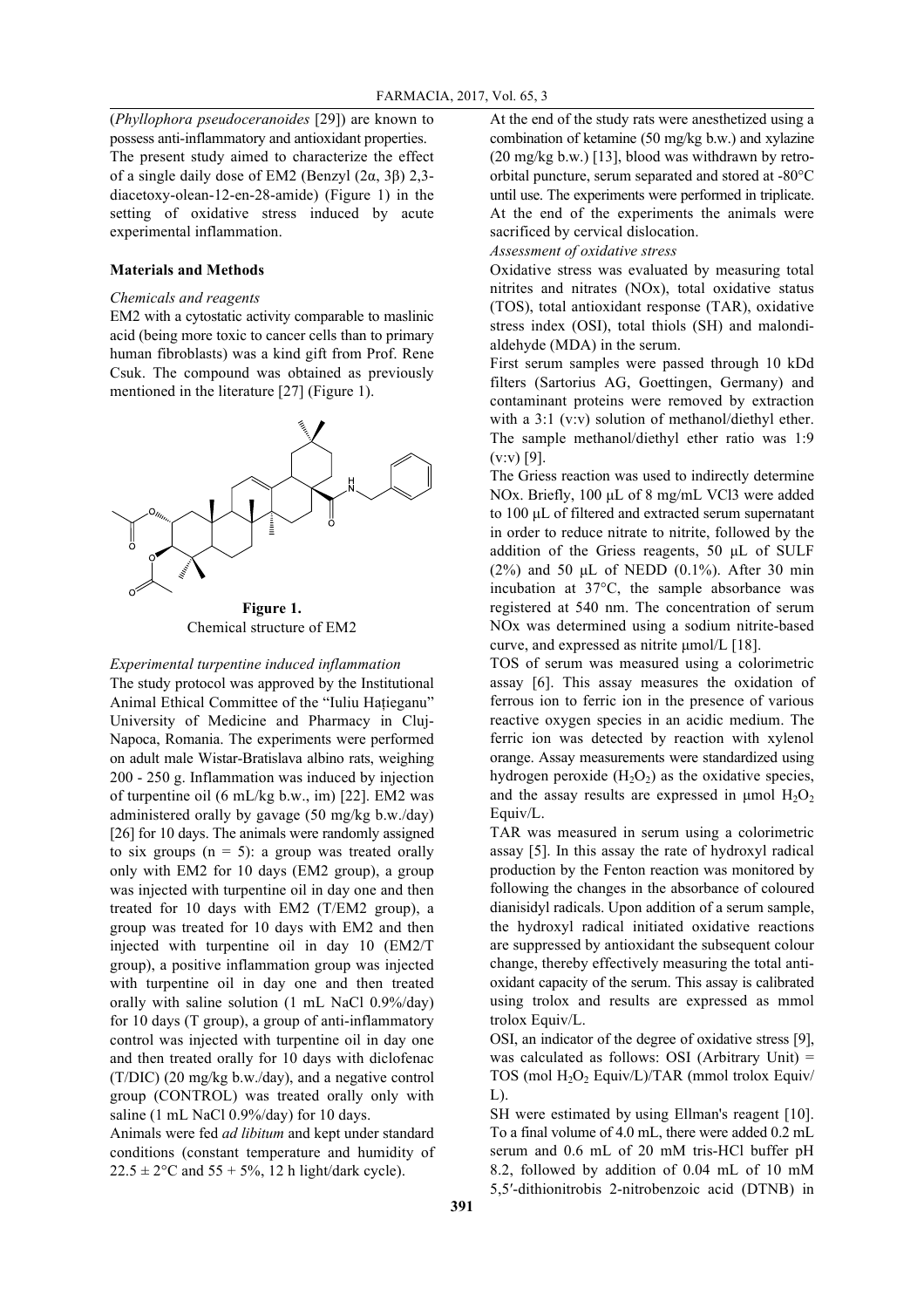(*Phyllophora pseudoceranoides* [29]) are known to possess anti-inflammatory and antioxidant properties.

The present study aimed to characterize the effect of a single daily dose of EM2 (Benzyl (2α, 3β) 2,3-diacetoxy-olean-12-en-28-amide) (Figure 1) in the setting of oxidative stress induced by acute experimental inflammation.

## Materials and Methods

*Chemicals and reagents*

EM2 with a cytostatic activity comparable to maslinic acid (being more toxic to cancer cells than to primary human fibroblasts) was a kind gift from Prof. Rene Csuk. The compound was obtained as previously mentioned in the literature [27] (Figure 1).

**Figure 1.**
Chemical structure of EM2

*Experimental turpentine induced inflammation*

The study protocol was approved by the Institutional Animal Ethical Committee of the "Iuliu Hațieganu" University of Medicine and Pharmacy in Cluj-Napoca, Romania. The experiments were performed on adult male Wistar-Bratislava albino rats, weighing 200 - 250 g. Inflammation was induced by injection of turpentine oil (6 mL/kg b.w., im) [22]. EM2 was administered orally by gavage (50 mg/kg b.w./day) [26] for 10 days. The animals were randomly assigned to six groups (n = 5): a group was treated orally only with EM2 for 10 days (EM2 group), a group was injected with turpentine oil in day one and then treated for 10 days with EM2 (T/EM2 group), a group was treated for 10 days with EM2 and then injected with turpentine oil in day 10 (EM2/T group), a positive inflammation group was injected with turpentine oil in day one and then treated orally with saline solution (1 mL NaCl 0.9%/day) for 10 days (T group), a group of anti-inflammatory control was injected with turpentine oil in day one and then treated orally for 10 days with diclofenac (T/DIC) (20 mg/kg b.w./day), and a negative control group (CONTROL) was treated orally only with saline (1 mL NaCl 0.9%/day) for 10 days.

Animals were fed *ad libitum* and kept under standard conditions (constant temperature and humidity of 22.5 ± 2°C and 55 + 5%, 12 h light/dark cycle).

At the end of the study rats were anesthetized using a combination of ketamine (50 mg/kg b.w.) and xylazine (20 mg/kg b.w.) [13], blood was withdrawn by retro-orbital puncture, serum separated and stored at -80°C until use. The experiments were performed in triplicate. At the end of the experiments the animals were sacrificed by cervical dislocation.

*Assessment of oxidative stress*

Oxidative stress was evaluated by measuring total nitrites and nitrates (NOx), total oxidative status (TOS), total antioxidant response (TAR), oxidative stress index (OSI), total thiols (SH) and malondialdehyde (MDA) in the serum.

First serum samples were passed through 10 kDd filters (Sartorius AG, Goettingen, Germany) and contaminant proteins were removed by extraction with a 3:1 (v:v) solution of methanol/diethyl ether. The sample methanol/diethyl ether ratio was 1:9 (v:v) [9].

The Griess reaction was used to indirectly determine NOx. Briefly, 100 μL of 8 mg/mL $VCl_3$ were added to 100 μL of filtered and extracted serum supernatant in order to reduce nitrate to nitrite, followed by the addition of the Griess reagents, 50 μL of SULF (2%) and 50 μL of NEDD (0.1%). After 30 min incubation at 37°C, the sample absorbance was registered at 540 nm. The concentration of serum NOx was determined using a sodium nitrite-based curve, and expressed as nitrite μmol/L [18].

TOS of serum was measured using a colorimetric assay [6]. This assay measures the oxidation of ferrous ion to ferric ion in the presence of various reactive oxygen species in an acidic medium. The ferric ion was detected by reaction with xylenol orange. Assay measurements were standardized using hydrogen peroxide ($H_2O_2$) as the oxidative species, and the assay results are expressed in μmol $H_2O_2$ Equiv/L.

TAR was measured in serum using a colorimetric assay [5]. In this assay the rate of hydroxyl radical production by the Fenton reaction was monitored by following the changes in the absorbance of coloured dianisidyl radicals. Upon addition of a serum sample, the hydroxyl radical initiated oxidative reactions are suppressed by antioxidant the subsequent colour change, thereby effectively measuring the total antioxidant capacity of the serum. This assay is calibrated using trolox and results are expressed as mmol trolox Equiv/L.

OSI, an indicator of the degree of oxidative stress [9], was calculated as follows: OSI (Arbitrary Unit) = TOS (mol $H_2O_2$ Equiv/L)/TAR (mmol trolox Equiv/L).

SH were estimated by using Ellman's reagent [10]. To a final volume of 4.0 mL, there were added 0.2 mL serum and 0.6 mL of 20 mM tris-HCl buffer pH 8.2, followed by addition of 0.04 mL of 10 mM 5,5′-dithionitrobis 2-nitrobenzoic acid (DTNB) in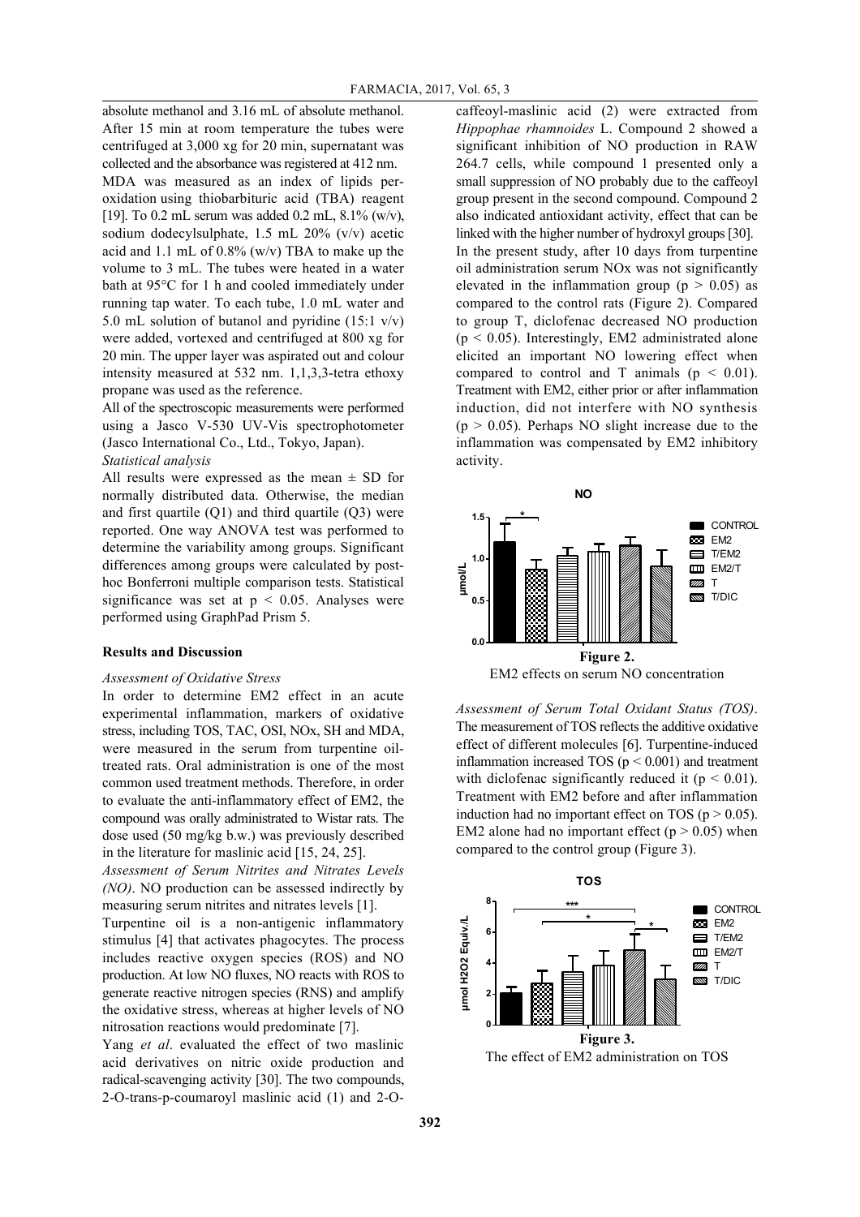absolute methanol and 3.16 mL of absolute methanol. After 15 min at room temperature the tubes were centrifuged at 3,000 xg for 20 min, supernatant was collected and the absorbance was registered at 412 nm.

MDA was measured as an index of lipids peroxidation using thiobarbituric acid (TBA) reagent [19]. To 0.2 mL serum was added 0.2 mL, 8.1% (w/v), sodium dodecylsulphate, 1.5 mL 20% (v/v) acetic acid and 1.1 mL of 0.8% (w/v) TBA to make up the volume to 3 mL. The tubes were heated in a water bath at 95°C for 1 h and cooled immediately under running tap water. To each tube, 1.0 mL water and 5.0 mL solution of butanol and pyridine (15:1 v/v) were added, vortexed and centrifuged at 800 xg for 20 min. The upper layer was aspirated out and colour intensity measured at 532 nm. 1,1,3,3-tetra ethoxy propane was used as the reference.

All of the spectroscopic measurements were performed using a Jasco V-530 UV-Vis spectrophotometer (Jasco International Co., Ltd., Tokyo, Japan).

*Statistical analysis*

All results were expressed as the mean ± SD for normally distributed data. Otherwise, the median and first quartile (Q1) and third quartile (Q3) were reported. One way ANOVA test was performed to determine the variability among groups. Significant differences among groups were calculated by post-hoc Bonferroni multiple comparison tests. Statistical significance was set at $p < 0.05$. Analyses were performed using GraphPad Prism 5.

## Results and Discussion

*Assessment of Oxidative Stress*

In order to determine EM2 effect in an acute experimental inflammation, markers of oxidative stress, including TOS, TAC, OSI, NOx, SH and MDA, were measured in the serum from turpentine oil-treated rats. Oral administration is one of the most common used treatment methods. Therefore, in order to evaluate the anti-inflammatory effect of EM2, the compound was orally administrated to Wistar rats. The dose used (50 mg/kg b.w.) was previously described in the literature for maslinic acid [15, 24, 25].

*Assessment of Serum Nitrites and Nitrates Levels (NO)*. NO production can be assessed indirectly by measuring serum nitrites and nitrates levels [1].

Turpentine oil is a non-antigenic inflammatory stimulus [4] that activates phagocytes. The process includes reactive oxygen species (ROS) and NO production. At low NO fluxes, NO reacts with ROS to generate reactive nitrogen species (RNS) and amplify the oxidative stress, whereas at higher levels of NO nitrosation reactions would predominate [7].

Yang *et al*. evaluated the effect of two maslinic acid derivatives on nitric oxide production and radical-scavenging activity [30]. The two compounds, 2-O-trans-p-coumaroyl maslinic acid (1) and 2-O-caffeoyl-maslinic acid (2) were extracted from *Hippophae rhamnoides* L. Compound 2 showed a significant inhibition of NO production in RAW 264.7 cells, while compound 1 presented only a small suppression of NO probably due to the caffeoyl group present in the second compound. Compound 2 also indicated antioxidant activity, effect that can be linked with the higher number of hydroxyl groups [30].

In the present study, after 10 days from turpentine oil administration serum NOx was not significantly elevated in the inflammation group ($p > 0.05$) as compared to the control rats (Figure 2). Compared to group T, diclofenac decreased NO production ($p < 0.05$). Interestingly, EM2 administrated alone elicited an important NO lowering effect when compared to control and T animals ($p < 0.01$). Treatment with EM2, either prior or after inflammation induction, did not interfere with NO synthesis ($p > 0.05$). Perhaps NO slight increase due to the inflammation was compensated by EM2 inhibitory activity.

**Figure 2.**

EM2 effects on serum NO concentration

*Assessment of Serum Total Oxidant Status (TOS)*. The measurement of TOS reflects the additive oxidative effect of different molecules [6]. Turpentine-induced inflammation increased TOS ($p < 0.001$) and treatment with diclofenac significantly reduced it ($p < 0.01$). Treatment with EM2 before and after inflammation induction had no important effect on TOS ($p > 0.05$). EM2 alone had no important effect ($p > 0.05$) when compared to the control group (Figure 3).

**Figure 3.**

The effect of EM2 administration on TOS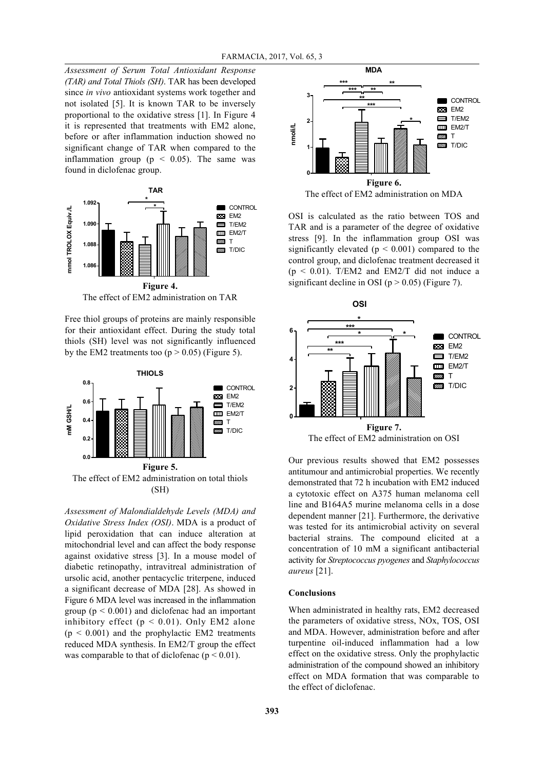*Assessment of Serum Total Antioxidant Response (TAR) and Total Thiols (SH).* TAR has been developed since *in vivo* antioxidant systems work together and not isolated [5]. It is known TAR to be inversely proportional to the oxidative stress [1]. In Figure 4 it is represented that treatments with EM2 alone, before or after inflammation induction showed no significant change of TAR when compared to the inflammation group ($p < 0.05$). The same was found in diclofenac group.

**Figure 4.**
The effect of EM2 administration on TAR

Free thiol groups of proteins are mainly responsible for their antioxidant effect. During the study total thiols (SH) level was not significantly influenced by the EM2 treatments too ($p > 0.05$) (Figure 5).

**Figure 5.**
The effect of EM2 administration on total thiols (SH)

*Assessment of Malondialdehyde Levels (MDA) and Oxidative Stress Index (OSI).* MDA is a product of lipid peroxidation that can induce alteration at mitochondrial level and can affect the body response against oxidative stress [3]. In a mouse model of diabetic retinopathy, intravitreal administration of ursolic acid, another pentacyclic triterpene, induced a significant decrease of MDA [28]. As showed in Figure 6 MDA level was increased in the inflammation group ($p < 0.001$) and diclofenac had an important inhibitory effect ($p < 0.01$). Only EM2 alone ($p < 0.001$) and the prophylactic EM2 treatments reduced MDA synthesis. In EM2/T group the effect was comparable to that of diclofenac ($p < 0.01$).

**Figure 6.**
The effect of EM2 administration on MDA

OSI is calculated as the ratio between TOS and TAR and is a parameter of the degree of oxidative stress [9]. In the inflammation group OSI was significantly elevated ($p < 0.001$) compared to the control group, and diclofenac treatment decreased it ($p < 0.01$). T/EM2 and EM2/T did not induce a significant decline in OSI ($p > 0.05$) (Figure 7).

**Figure 7.**
The effect of EM2 administration on OSI

Our previous results showed that EM2 possesses antitumour and antimicrobial properties. We recently demonstrated that 72 h incubation with EM2 induced a cytotoxic effect on A375 human melanoma cell line and B164A5 murine melanoma cells in a dose dependent manner [21]. Furthermore, the derivative was tested for its antimicrobial activity on several bacterial strains. The compound elicited at a concentration of 10 mM a significant antibacterial activity for *Streptococcus pyogenes* and *Staphylococcus aureus* [21].

## Conclusions

When administrated in healthy rats, EM2 decreased the parameters of oxidative stress, NOx, TOS, OSI and MDA. However, administration before and after turpentine oil-induced inflammation had a low effect on the oxidative stress. Only the prophylactic administration of the compound showed an inhibitory effect on MDA formation that was comparable to the effect of diclofenac.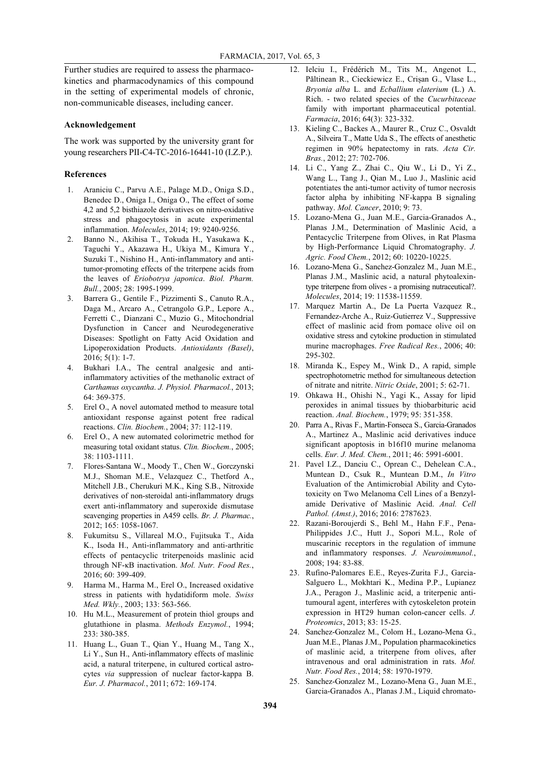Further studies are required to assess the pharmacokinetics and pharmacodynamics of this compound in the setting of experimental models of chronic, non-communicable diseases, including cancer.

### Acknowledgement

The work was supported by the university grant for young researchers PII-C4-TC-2016-16441-10 (I.Z.P.).

### References

1. Araniciu C., Parvu A.E., Palage M.D., Oniga S.D., Benedec D., Oniga I., Oniga O., The effect of some 4,2 and 5,2 bisthiazole derivatives on nitro-oxidative stress and phagocytosis in acute experimental inflammation. *Molecules*, 2014; 19: 9240-9256.
2. Banno N., Akihisa T., Tokuda H., Yasukawa K., Taguchi Y., Akazawa H., Ukiya M., Kimura Y., Suzuki T., Nishino H., Anti-inflammatory and anti-tumor-promoting effects of the triterpene acids from the leaves of *Eriobotrya japonica*. *Biol. Pharm. Bull.*, 2005; 28: 1995-1999.
3. Barrera G., Gentile F., Pizzimenti S., Canuto R.A., Daga M., Arcaro A., Cetrangolo G.P., Lepore A., Ferretti C., Dianzani C., Muzio G., Mitochondrial Dysfunction in Cancer and Neurodegenerative Diseases: Spotlight on Fatty Acid Oxidation and Lipoperoxidation Products. *Antioxidants (Basel)*, 2016; 5(1): 1-7.
4. Bukhari I.A., The central analgesic and anti-inflammatory activities of the methanolic extract of *Carthamus oxycantha*. *J. Physiol. Pharmacol.*, 2013; 64: 369-375.
5. Erel O., A novel automated method to measure total antioxidant response against potent free radical reactions. *Clin. Biochem.*, 2004; 37: 112-119.
6. Erel O., A new automated colorimetric method for measuring total oxidant status. *Clin. Biochem.*, 2005; 38: 1103-1111.
7. Flores-Santana W., Moody T., Chen W., Gorczynski M.J., Shoman M.E., Velazquez C., Thetford A., Mitchell J.B., Cherukuri M.K., King S.B., Nitroxide derivatives of non-steroidal anti-inflammatory drugs exert anti-inflammatory and superoxide dismutase scavenging properties in A459 cells. *Br. J. Pharmac.*, 2012; 165: 1058-1067.
8. Fukumitsu S., Villareal M.O., Fujitsuka T., Aida K., Isoda H., Anti-inflammatory and anti-arthritic effects of pentacyclic triterpenoids maslinic acid through NF-κB inactivation. *Mol. Nutr. Food Res.*, 2016; 60: 399-409.
9. Harma M., Harma M., Erel O., Increased oxidative stress in patients with hydatidiform mole. *Swiss Med. Wkly.*, 2003; 133: 563-566.
10. Hu M.L., Measurement of protein thiol groups and glutathione in plasma. *Methods Enzymol.*, 1994; 233: 380-385.
11. Huang L., Guan T., Qian Y., Huang M., Tang X., Li Y., Sun H., Anti-inflammatory effects of maslinic acid, a natural triterpene, in cultured cortical astrocytes *via* suppression of nuclear factor-kappa B. *Eur. J. Pharmacol.*, 2011; 672: 169-174.
12. Ielciu I., Frédérich M., Tits M., Angenot L., Păltinean R., Cieckiewicz E., Crişan G., Vlase L., *Bryonia alba* L. and *Ecballium elaterium* (L.) A. Rich. - two related species of the *Cucurbitaceae* family with important pharmaceutical potential. *Farmacia*, 2016; 64(3): 323-332.
13. Kieling C., Backes A., Maurer R., Cruz C., Osvaldt A., Silveira T., Matte Uda S., The effects of anesthetic regimen in 90% hepatectomy in rats. *Acta Cir. Bras.*, 2012; 27: 702-706.
14. Li C., Yang Z., Zhai C., Qiu W., Li D., Yi Z., Wang L., Tang J., Qian M., Luo J., Maslinic acid potentiates the anti-tumor activity of tumor necrosis factor alpha by inhibiting NF-kappa B signaling pathway. *Mol. Cancer*, 2010; 9: 73.
15. Lozano-Mena G., Juan M.E., Garcia-Granados A., Planas J.M., Determination of Maslinic Acid, a Pentacyclic Triterpene from Olives, in Rat Plasma by High-Performance Liquid Chromatography. *J. Agric. Food Chem.*, 2012; 60: 10220-10225.
16. Lozano-Mena G., Sanchez-Gonzalez M., Juan M.E., Planas J.M., Maslinic acid, a natural phytoalexin-type triterpene from olives - a promising nutraceutical?. *Molecules*, 2014; 19: 11538-11559.
17. Marquez Martin A., De La Puerta Vazquez R., Fernandez-Arche A., Ruiz-Gutierrez V., Suppressive effect of maslinic acid from pomace olive oil on oxidative stress and cytokine production in stimulated murine macrophages. *Free Radical Res.*, 2006; 40: 295-302.
18. Miranda K., Espey M., Wink D., A rapid, simple spectrophotometric method for simultaneous detection of nitrate and nitrite. *Nitric Oxide*, 2001; 5: 62-71.
19. Ohkawa H., Ohishi N., Yagi K., Assay for lipid peroxides in animal tissues by thiobarbituric acid reaction. *Anal. Biochem.*, 1979; 95: 351-358.
20. Parra A., Rivas F., Martin-Fonseca S., Garcia-Granados A., Martinez A., Maslinic acid derivatives induce significant apoptosis in b16f10 murine melanoma cells. *Eur. J. Med. Chem.*, 2011; 46: 5991-6001.
21. Pavel I.Z., Danciu C., Oprean C., Dehelean C.A., Muntean D., Csuk R., Muntean D.M., *In Vitro* Evaluation of the Antimicrobial Ability and Cytotoxicity on Two Melanoma Cell Lines of a Benzylamide Derivative of Maslinic Acid. *Anal. Cell Pathol. (Amst.)*, 2016; 2016: 2787623.
22. Razani-Boroujerdi S., Behl M., Hahn F.F., Pena-Philippides J.C., Hutt J., Sopori M.L., Role of muscarinic receptors in the regulation of immune and inflammatory responses. *J. Neuroimmunol.*, 2008; 194: 83-88.
23. Rufino-Palomares E.E., Reyes-Zurita F.J., Garcia-Salguero L., Mokhtari K., Medina P.P., Lupianez J.A., Peragon J., Maslinic acid, a triterpenic anti-tumoural agent, interferes with cytoskeleton protein expression in HT29 human colon-cancer cells. *J. Proteomics*, 2013; 83: 15-25.
24. Sanchez-Gonzalez M., Colom H., Lozano-Mena G., Juan M.E., Planas J.M., Population pharmacokinetics of maslinic acid, a triterpene from olives, after intravenous and oral administration in rats. *Mol. Nutr. Food Res.*, 2014; 58: 1970-1979.
25. Sanchez-Gonzalez M., Lozano-Mena G., Juan M.E., Garcia-Granados A., Planas J.M., Liquid chromato-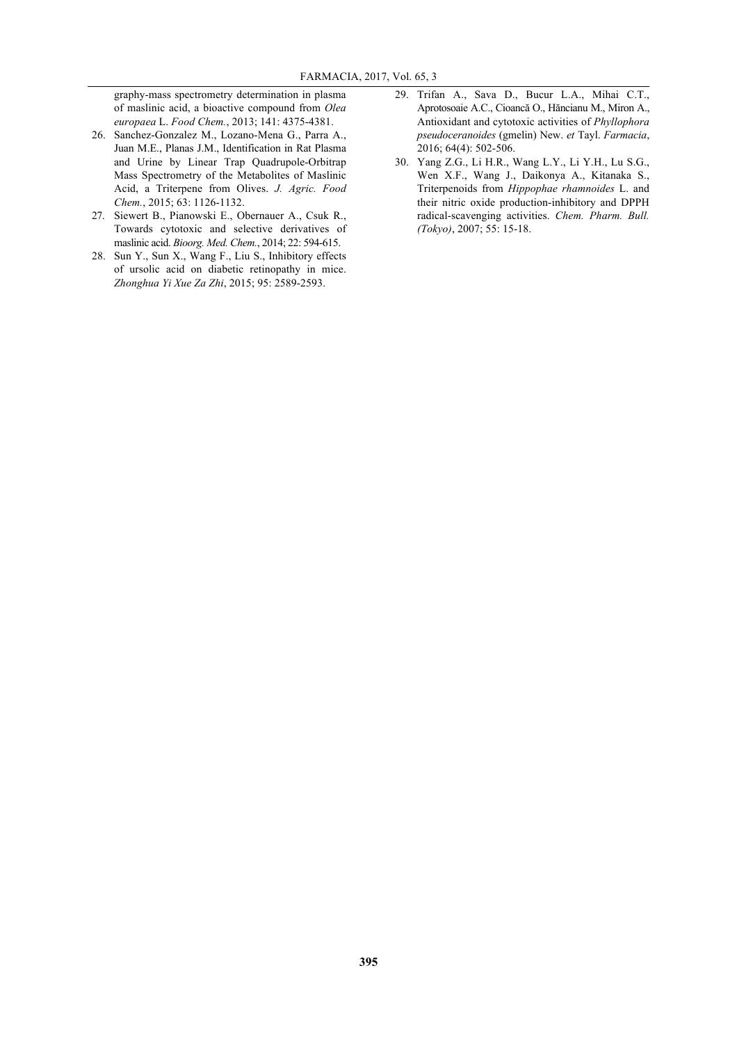graphy-mass spectrometry determination in plasma of maslinic acid, a bioactive compound from *Olea europaea* L. *Food Chem.*, 2013; 141: 4375-4381.

26. Sanchez-Gonzalez M., Lozano-Mena G., Parra A., Juan M.E., Planas J.M., Identification in Rat Plasma and Urine by Linear Trap Quadrupole-Orbitrap Mass Spectrometry of the Metabolites of Maslinic Acid, a Triterpene from Olives. *J. Agric. Food Chem.*, 2015; 63: 1126-1132.
27. Siewert B., Pianowski E., Obernauer A., Csuk R., Towards cytotoxic and selective derivatives of maslinic acid. *Bioorg. Med. Chem.*, 2014; 22: 594-615.
28. Sun Y., Sun X., Wang F., Liu S., Inhibitory effects of ursolic acid on diabetic retinopathy in mice. *Zhonghua Yi Xue Za Zhi*, 2015; 95: 2589-2593.
29. Trifan A., Sava D., Bucur L.A., Mihai C.T., Aprotosoaie A.C., Cioancă O., Hăncianu M., Miron A., Antioxidant and cytotoxic activities of *Phyllophora pseudoceranoides* (gmelin) New. *et* Tayl. *Farmacia*, 2016; 64(4): 502-506.
30. Yang Z.G., Li H.R., Wang L.Y., Li Y.H., Lu S.G., Wen X.F., Wang J., Daikonya A., Kitanaka S., Triterpenoids from *Hippophae rhamnoides* L. and their nitric oxide production-inhibitory and DPPH radical-scavenging activities. *Chem. Pharm. Bull. (Tokyo)*, 2007; 55: 15-18.